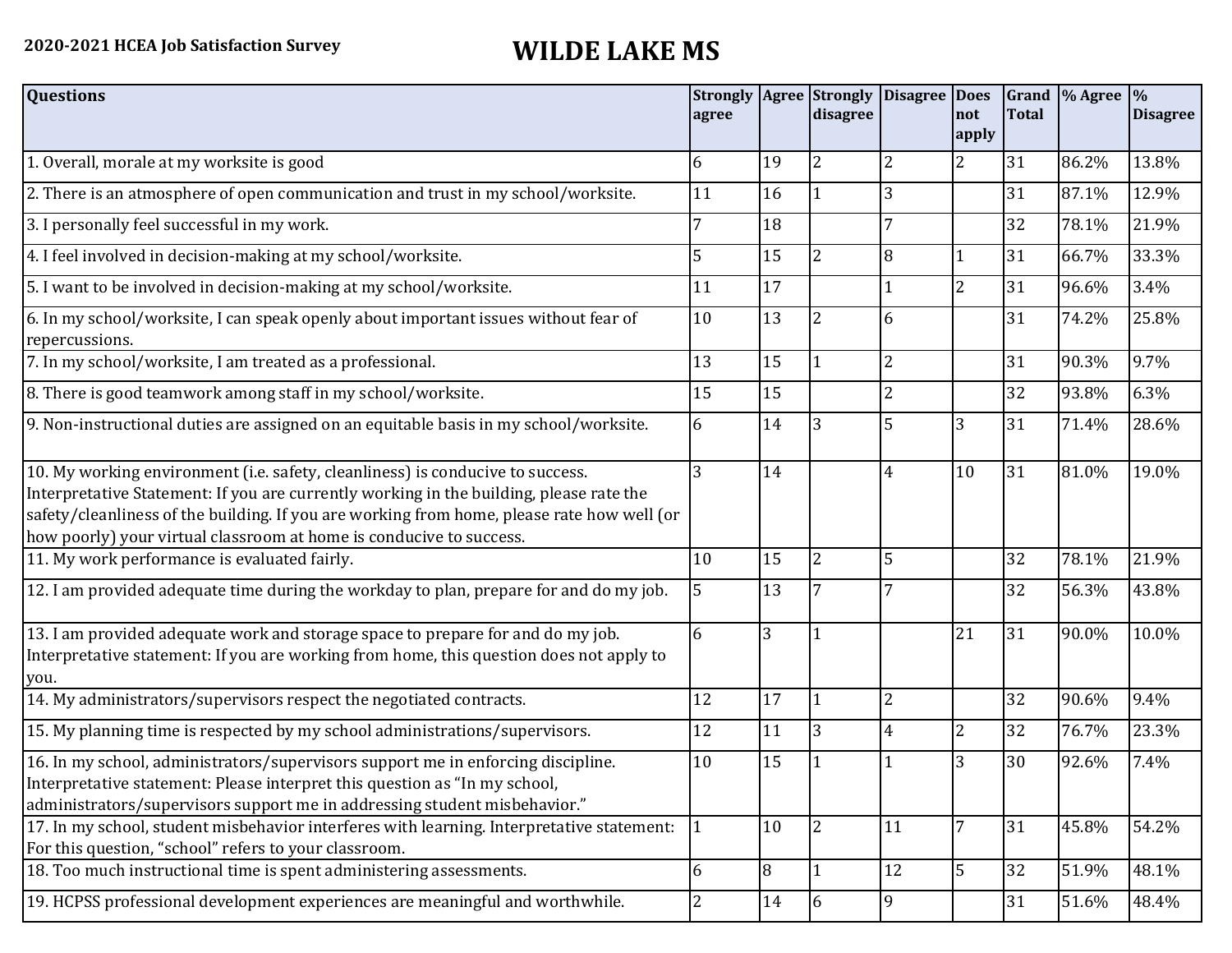**2020-2021 HCEA Job Satisfaction Survey**

# WILDE LAKE MS

| Questions | Strongly agree | Agree | Strongly disagree | Disagree | Does not apply | Grand Total | % Agree | % Disagree |
|---|---|---|---|---|---|---|---|---|
| 1. Overall, morale at my worksite is good | 6 | 19 | 2 | 2 | 2 | 31 | 86.2% | 13.8% |
| 2. There is an atmosphere of open communication and trust in my school/worksite. | 11 | 16 | 1 | 3 | | 31 | 87.1% | 12.9% |
| 3. I personally feel successful in my work. | 7 | 18 | | 7 | | 32 | 78.1% | 21.9% |
| 4. I feel involved in decision-making at my school/worksite. | 5 | 15 | 2 | 8 | 1 | 31 | 66.7% | 33.3% |
| 5. I want to be involved in decision-making at my school/worksite. | 11 | 17 | | 1 | 2 | 31 | 96.6% | 3.4% |
| 6. In my school/worksite, I can speak openly about important issues without fear of repercussions. | 10 | 13 | 2 | 6 | | 31 | 74.2% | 25.8% |
| 7. In my school/worksite, I am treated as a professional. | 13 | 15 | 1 | 2 | | 31 | 90.3% | 9.7% |
| 8. There is good teamwork among staff in my school/worksite. | 15 | 15 | | 2 | | 32 | 93.8% | 6.3% |
| 9. Non-instructional duties are assigned on an equitable basis in my school/worksite. | 6 | 14 | 3 | 5 | 3 | 31 | 71.4% | 28.6% |
| 10. My working environment (i.e. safety, cleanliness) is conducive to success. Interpretative Statement: If you are currently working in the building, please rate the safety/cleanliness of the building. If you are working from home, please rate how well (or how poorly) your virtual classroom at home is conducive to success. | 3 | 14 | | 4 | 10 | 31 | 81.0% | 19.0% |
| 11. My work performance is evaluated fairly. | 10 | 15 | 2 | 5 | | 32 | 78.1% | 21.9% |
| 12. I am provided adequate time during the workday to plan, prepare for and do my job. | 5 | 13 | 7 | 7 | | 32 | 56.3% | 43.8% |
| 13. I am provided adequate work and storage space to prepare for and do my job. Interpretative statement: If you are working from home, this question does not apply to you. | 6 | 3 | 1 | | 21 | 31 | 90.0% | 10.0% |
| 14. My administrators/supervisors respect the negotiated contracts. | 12 | 17 | 1 | 2 | | 32 | 90.6% | 9.4% |
| 15. My planning time is respected by my school administrations/supervisors. | 12 | 11 | 3 | 4 | 2 | 32 | 76.7% | 23.3% |
| 16. In my school, administrators/supervisors support me in enforcing discipline. Interpretative statement: Please interpret this question as "In my school, administrators/supervisors support me in addressing student misbehavior." | 10 | 15 | 1 | 1 | 3 | 30 | 92.6% | 7.4% |
| 17. In my school, student misbehavior interferes with learning. Interpretative statement: For this question, "school" refers to your classroom. | 1 | 10 | 2 | 11 | 7 | 31 | 45.8% | 54.2% |
| 18. Too much instructional time is spent administering assessments. | 6 | 8 | 1 | 12 | 5 | 32 | 51.9% | 48.1% |
| 19. HCPSS professional development experiences are meaningful and worthwhile. | 2 | 14 | 6 | 9 | | 31 | 51.6% | 48.4% |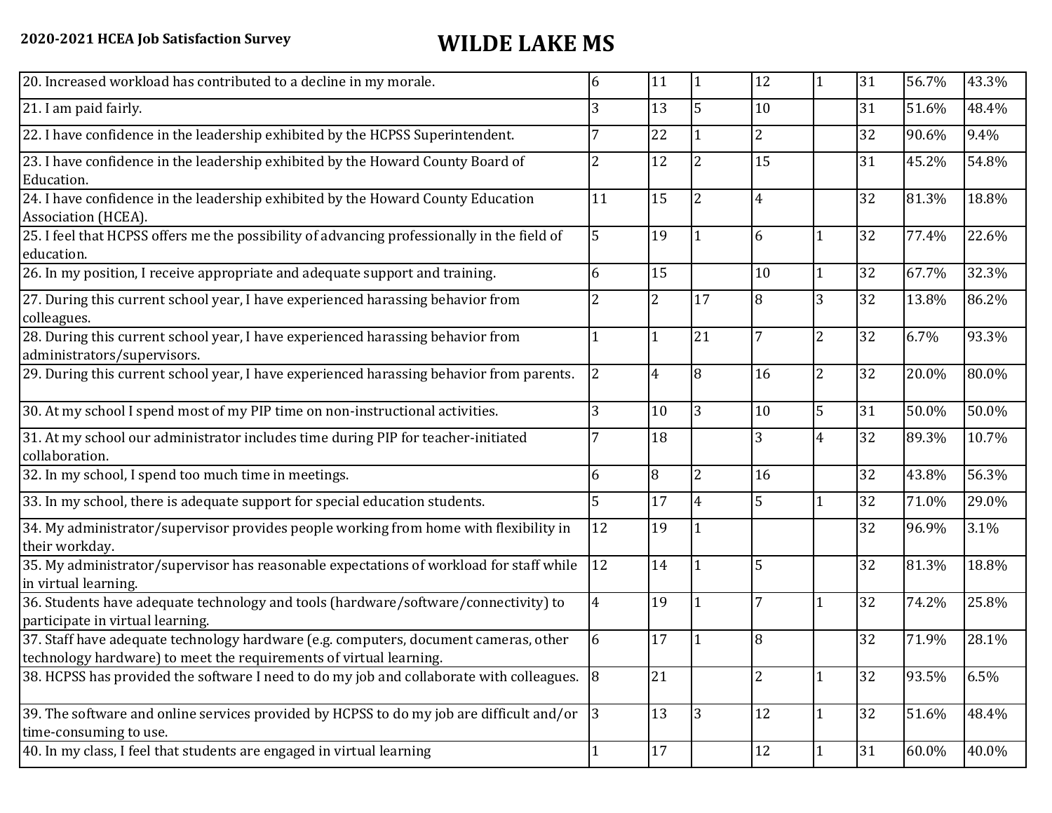**2020-2021 HCEA Job Satisfaction Survey**

# WILDE LAKE MS

| | | | | | | | | |
|---|---|---|---|---|---|---|---|---|
| 20. Increased workload has contributed to a decline in my morale. | 6 | 11 | 1 | 12 | 1 | 31 | 56.7% | 43.3% |
| 21. I am paid fairly. | 3 | 13 | 5 | 10 | | 31 | 51.6% | 48.4% |
| 22. I have confidence in the leadership exhibited by the HCPSS Superintendent. | 7 | 22 | 1 | 2 | | 32 | 90.6% | 9.4% |
| 23. I have confidence in the leadership exhibited by the Howard County Board of Education. | 2 | 12 | 2 | 15 | | 31 | 45.2% | 54.8% |
| 24. I have confidence in the leadership exhibited by the Howard County Education Association (HCEA). | 11 | 15 | 2 | 4 | | 32 | 81.3% | 18.8% |
| 25. I feel that HCPSS offers me the possibility of advancing professionally in the field of education. | 5 | 19 | 1 | 6 | 1 | 32 | 77.4% | 22.6% |
| 26. In my position, I receive appropriate and adequate support and training. | 6 | 15 | | 10 | 1 | 32 | 67.7% | 32.3% |
| 27. During this current school year, I have experienced harassing behavior from colleagues. | 2 | 2 | 17 | 8 | 3 | 32 | 13.8% | 86.2% |
| 28. During this current school year, I have experienced harassing behavior from administrators/supervisors. | 1 | 1 | 21 | 7 | 2 | 32 | 6.7% | 93.3% |
| 29. During this current school year, I have experienced harassing behavior from parents. | 2 | 4 | 8 | 16 | 2 | 32 | 20.0% | 80.0% |
| 30. At my school I spend most of my PIP time on non-instructional activities. | 3 | 10 | 3 | 10 | 5 | 31 | 50.0% | 50.0% |
| 31. At my school our administrator includes time during PIP for teacher-initiated collaboration. | 7 | 18 | | 3 | 4 | 32 | 89.3% | 10.7% |
| 32. In my school, I spend too much time in meetings. | 6 | 8 | 2 | 16 | | 32 | 43.8% | 56.3% |
| 33. In my school, there is adequate support for special education students. | 5 | 17 | 4 | 5 | 1 | 32 | 71.0% | 29.0% |
| 34. My administrator/supervisor provides people working from home with flexibility in their workday. | 12 | 19 | 1 | | | 32 | 96.9% | 3.1% |
| 35. My administrator/supervisor has reasonable expectations of workload for staff while in virtual learning. | 12 | 14 | 1 | 5 | | 32 | 81.3% | 18.8% |
| 36. Students have adequate technology and tools (hardware/software/connectivity) to participate in virtual learning. | 4 | 19 | 1 | 7 | 1 | 32 | 74.2% | 25.8% |
| 37. Staff have adequate technology hardware (e.g. computers, document cameras, other technology hardware) to meet the requirements of virtual learning. | 6 | 17 | 1 | 8 | | 32 | 71.9% | 28.1% |
| 38. HCPSS has provided the software I need to do my job and collaborate with colleagues. | 8 | 21 | | 2 | 1 | 32 | 93.5% | 6.5% |
| 39. The software and online services provided by HCPSS to do my job are difficult and/or time-consuming to use. | 3 | 13 | 3 | 12 | 1 | 32 | 51.6% | 48.4% |
| 40. In my class, I feel that students are engaged in virtual learning | 1 | 17 | | 12 | 1 | 31 | 60.0% | 40.0% |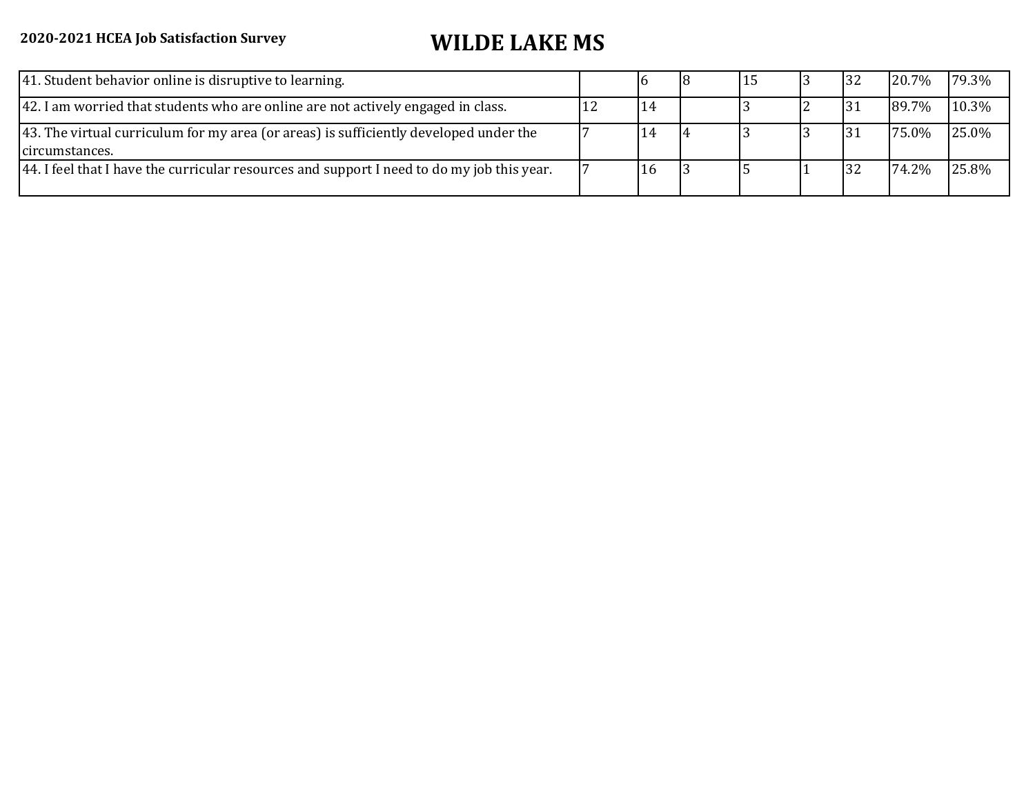**2020-2021 HCEA Job Satisfaction Survey**

# WILDE LAKE MS

| | | | | | | | | |
|---|---|---|---|---|---|---|---|---|
| 41. Student behavior online is disruptive to learning. | | 6 | 8 | 15 | 3 | 32 | 20.7% | 79.3% |
| 42. I am worried that students who are online are not actively engaged in class. | 12 | 14 | | 3 | 2 | 31 | 89.7% | 10.3% |
| 43. The virtual curriculum for my area (or areas) is sufficiently developed under the circumstances. | 7 | 14 | 4 | 3 | 3 | 31 | 75.0% | 25.0% |
| 44. I feel that I have the curricular resources and support I need to do my job this year. | 7 | 16 | 3 | 5 | 1 | 32 | 74.2% | 25.8% |